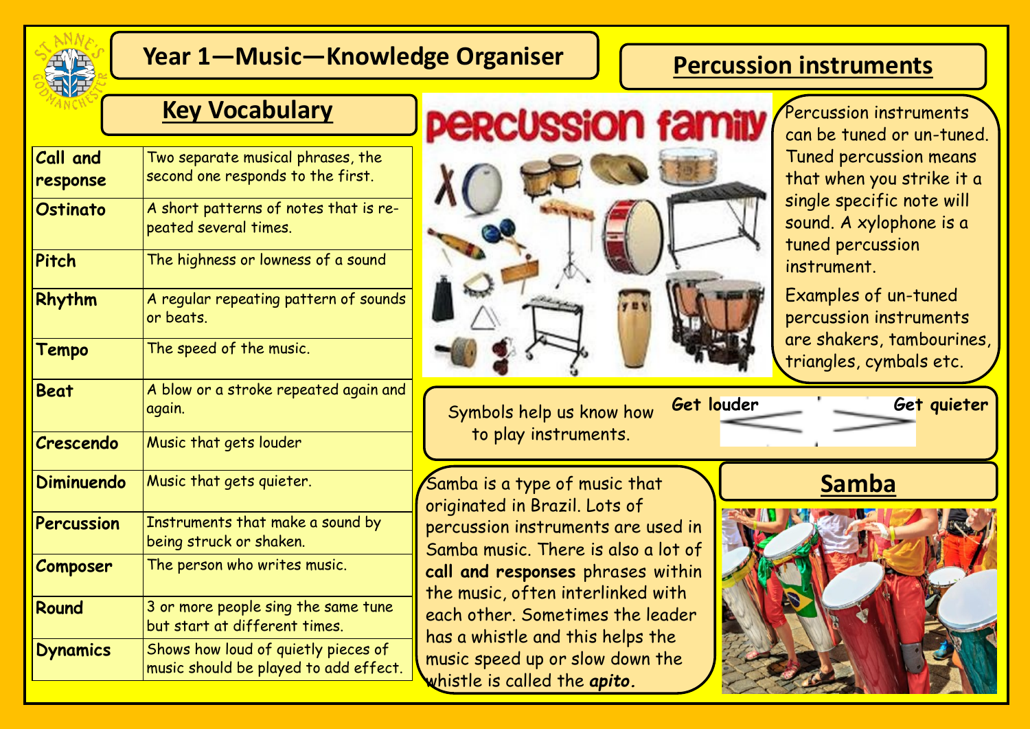# Year 1—Music—Knowledge Organiser

## Key Vocabulary

| | |
|---|---|
| **Call and response** | Two separate musical phrases, the second one responds to the first. |
| **Ostinato** | A short patterns of notes that is re-peated several times. |
| **Pitch** | The highness or lowness of a sound |
| **Rhythm** | A regular repeating pattern of sounds or beats. |
| **Tempo** | The speed of the music. |
| **Beat** | A blow or a stroke repeated again and again. |
| **Crescendo** | Music that gets louder |
| **Diminuendo** | Music that gets quieter. |
| **Percussion** | Instruments that make a sound by being struck or shaken. |
| **Composer** | The person who writes music. |
| **Round** | 3 or more people sing the same tune but start at different times. |
| **Dynamics** | Shows how loud of quietly pieces of music should be played to add effect. |

## Percussion instruments

Percussion family

Percussion instruments can be tuned or un-tuned. Tuned percussion means that when you strike it a single specific note will sound. A xylophone is a tuned percussion instrument.

Examples of un-tuned percussion instruments are shakers, tambourines, triangles, cymbals etc.

Symbols help us know how to play instruments.

**Get louder** **Get quieter**

## Samba

Samba is a type of music that originated in Brazil. Lots of percussion instruments are used in Samba music. There is also a lot of **call and responses** phrases within the music, often interlinked with each other. Sometimes the leader has a whistle and this helps the music speed up or slow down the whistle is called the ***apito***.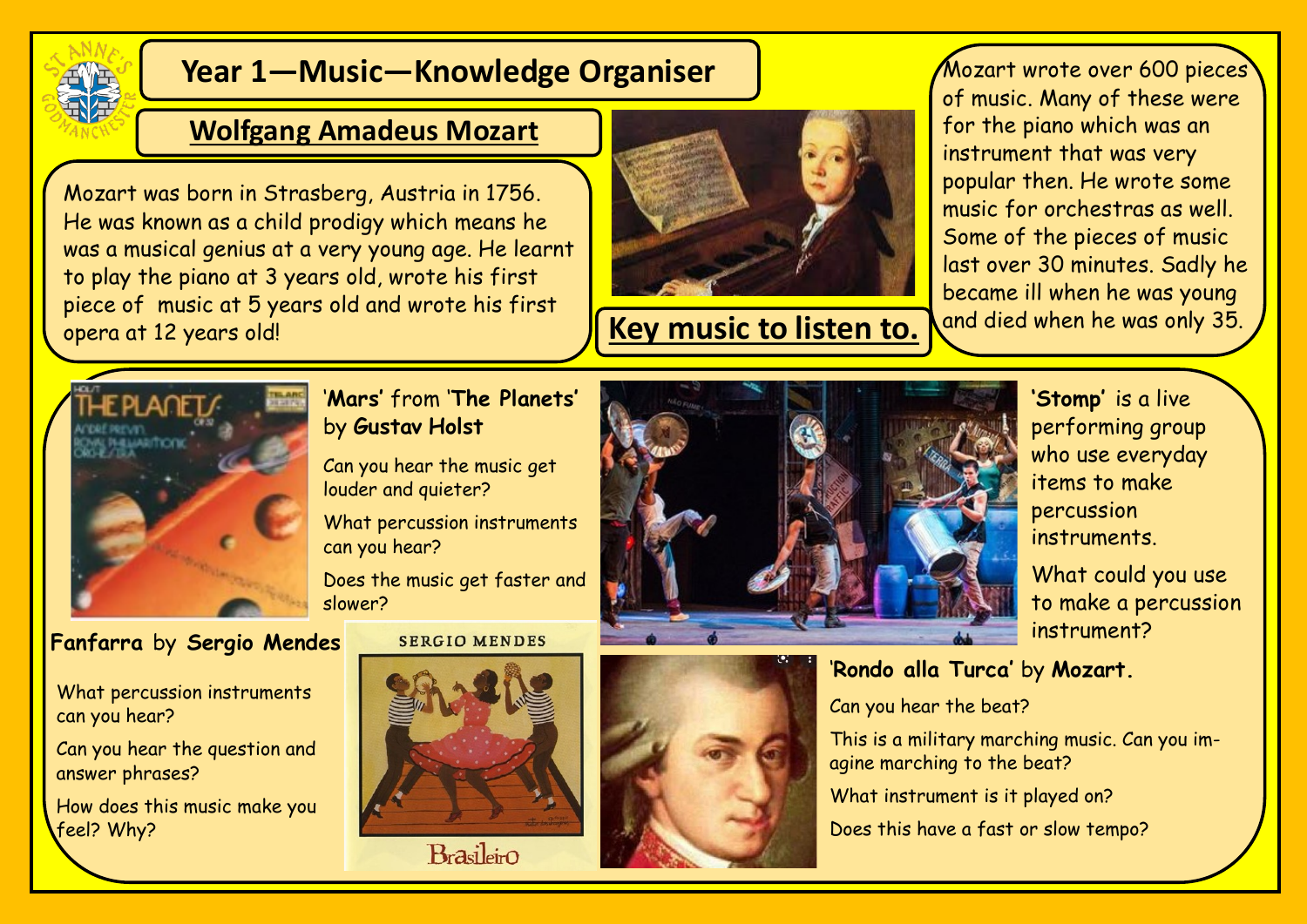# Year 1—Music—Knowledge Organiser

## Wolfgang Amadeus Mozart

Mozart was born in Strasberg, Austria in 1756. He was known as a child prodigy which means he was a musical genius at a very young age. He learnt to play the piano at 3 years old, wrote his first piece of music at 5 years old and wrote his first opera at 12 years old!

Mozart wrote over 600 pieces of music. Many of these were for the piano which was an instrument that was very popular then. He wrote some music for orchestras as well. Some of the pieces of music last over 30 minutes. Sadly he became ill when he was young and died when he was only 35.

## Key music to listen to.

**'Mars'** from **'The Planets'** by **Gustav Holst**

Can you hear the music get louder and quieter?

What percussion instruments can you hear?

Does the music get faster and slower?

**'Stomp'** is a live performing group who use everyday items to make percussion instruments.

What could you use to make a percussion instrument?

**Fanfarra** by **Sergio Mendes**

What percussion instruments can you hear?

Can you hear the question and answer phrases?

How does this music make you feel? Why?

**'Rondo alla Turca'** by **Mozart.**

Can you hear the beat?

This is a military marching music. Can you imagine marching to the beat?

What instrument is it played on?

Does this have a fast or slow tempo?